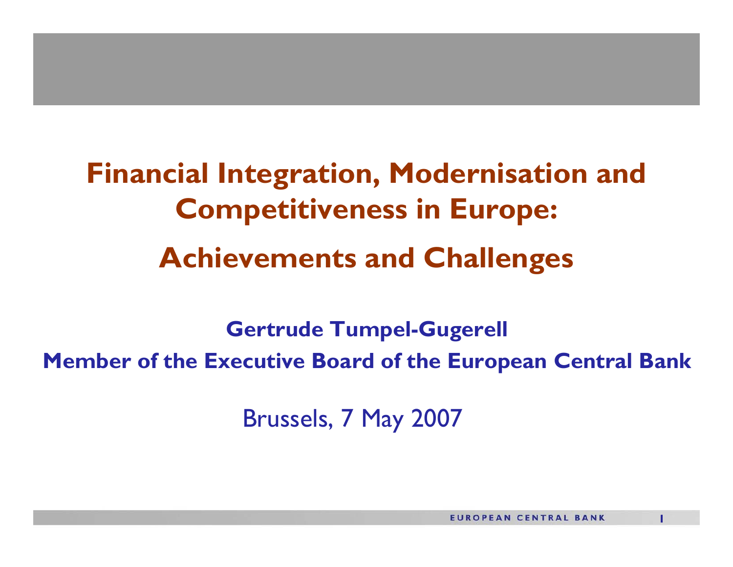# Financial Integration, Modernisation and Competitiveness in Europe:

# Achievements and Challenges

**Gertrude Tumpel-Gugerell**

**Member of the Executive Board of the European Central Bank**

Brussels, 7 May 2007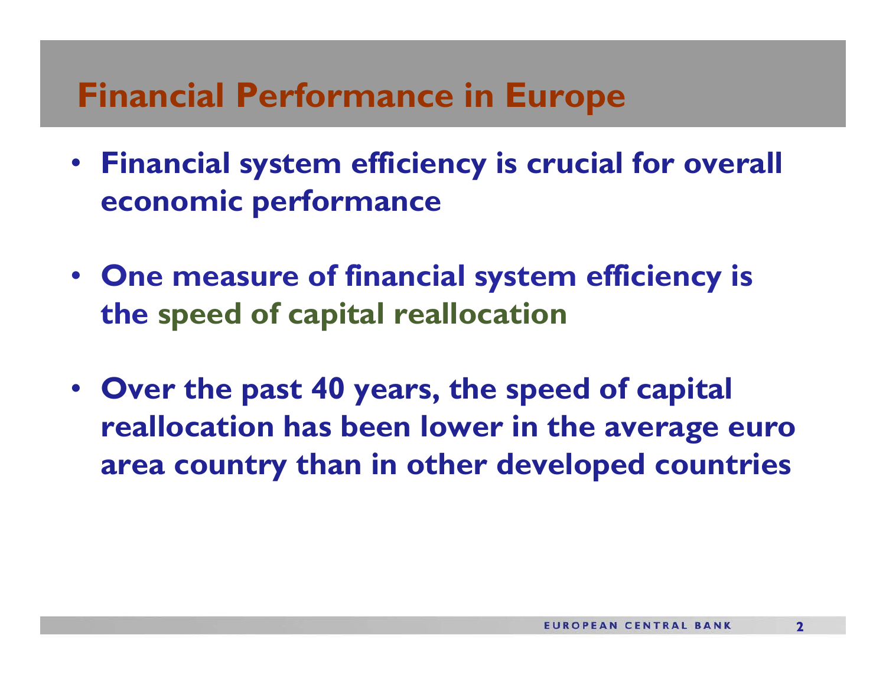# Financial Performance in Europe

- **Financial system efficiency is crucial for overall economic performance**

- **One measure of financial system efficiency is the speed of capital reallocation**

- **Over the past 40 years, the speed of capital reallocation has been lower in the average euro area country than in other developed countries**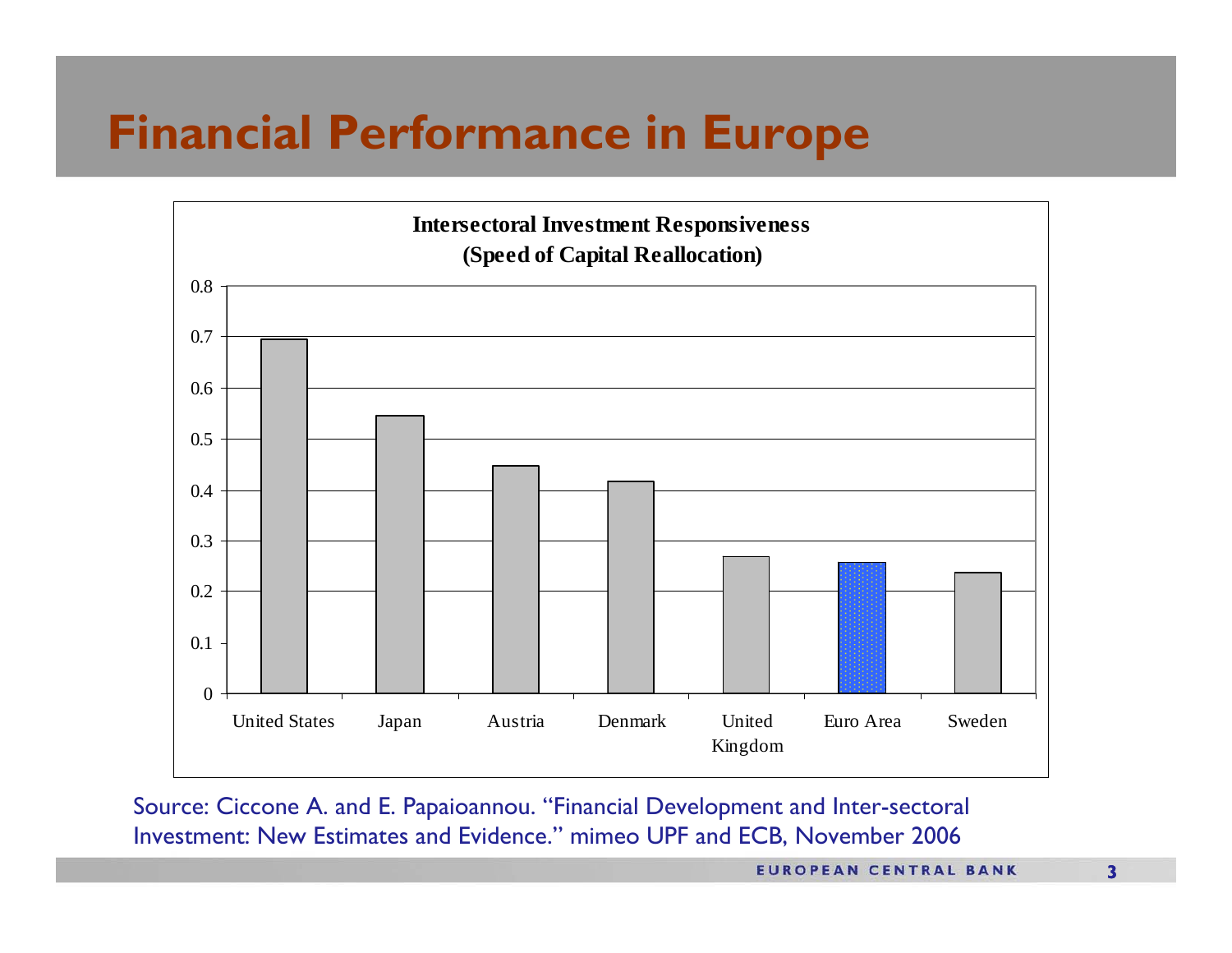# Financial Performance in Europe

**Intersectoral Investment Responsiveness**
**(Speed of Capital Reallocation)**

| Country | Value |
|---|---|
| United States | 0.69 |
| Japan | 0.54 |
| Austria | 0.45 |
| Denmark | 0.42 |
| United Kingdom | 0.27 |
| Euro Area | 0.26 |
| Sweden | 0.24 |

Source: Ciccone A. and E. Papaioannou. "Financial Development and Inter-sectoral Investment: New Estimates and Evidence." mimeo UPF and ECB, November 2006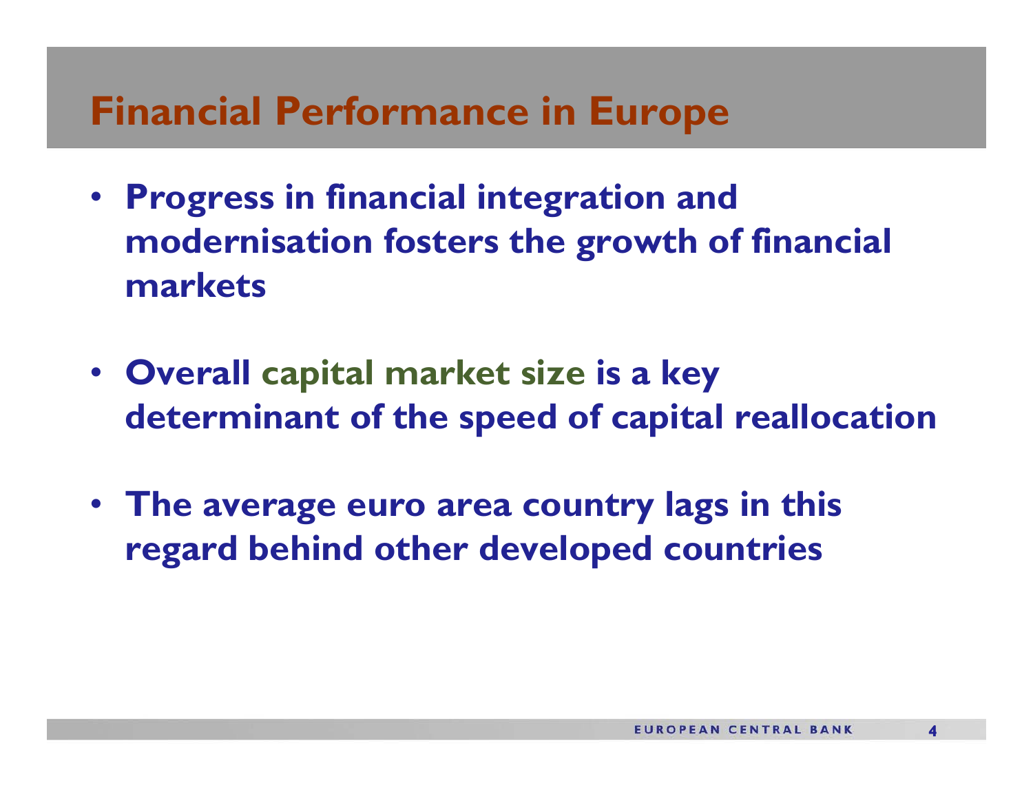# Financial Performance in Europe

- **Progress in financial integration and modernisation fosters the growth of financial markets**

- **Overall capital market size is a key determinant of the speed of capital reallocation**

- **The average euro area country lags in this regard behind other developed countries**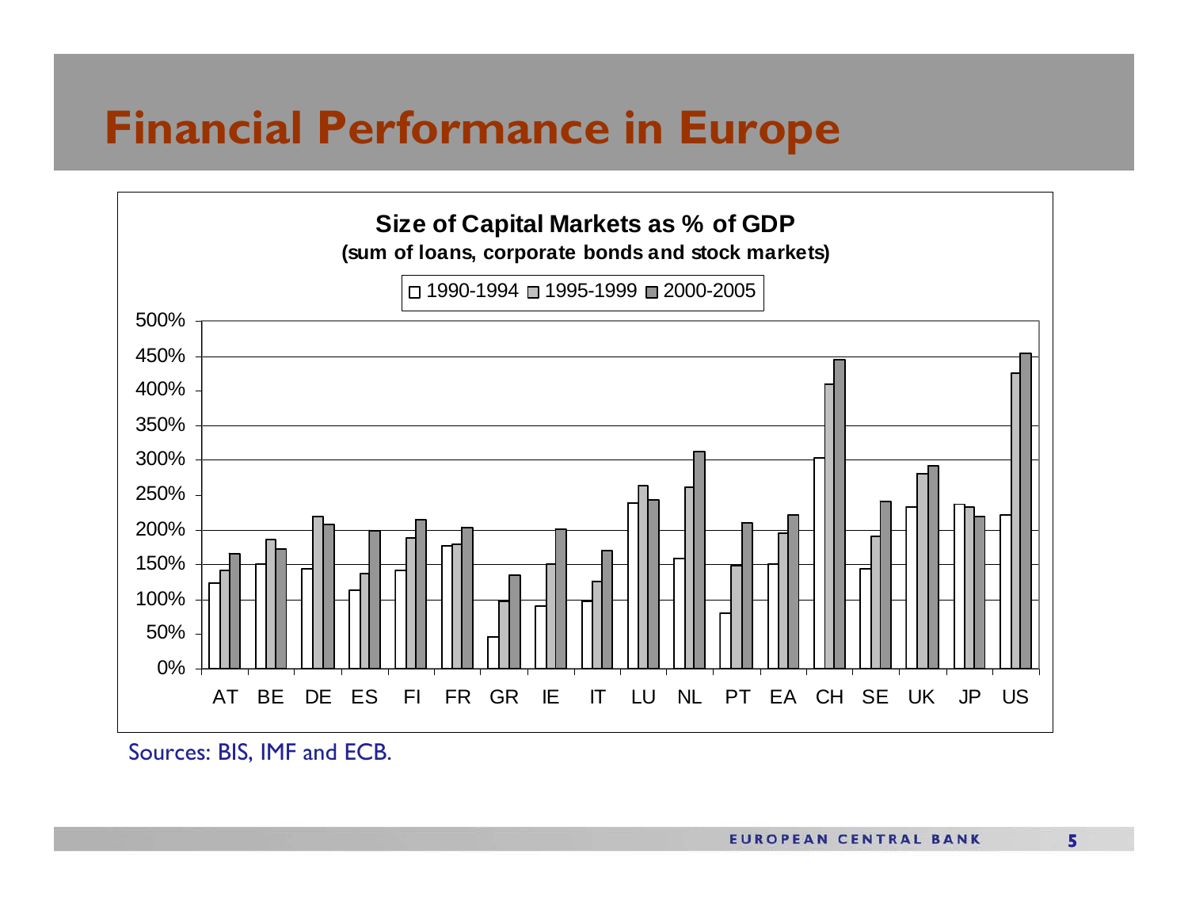# Financial Performance in Europe

**Size of Capital Markets as % of GDP**
**(sum of loans, corporate bonds and stock markets)**

Sources: BIS, IMF and ECB.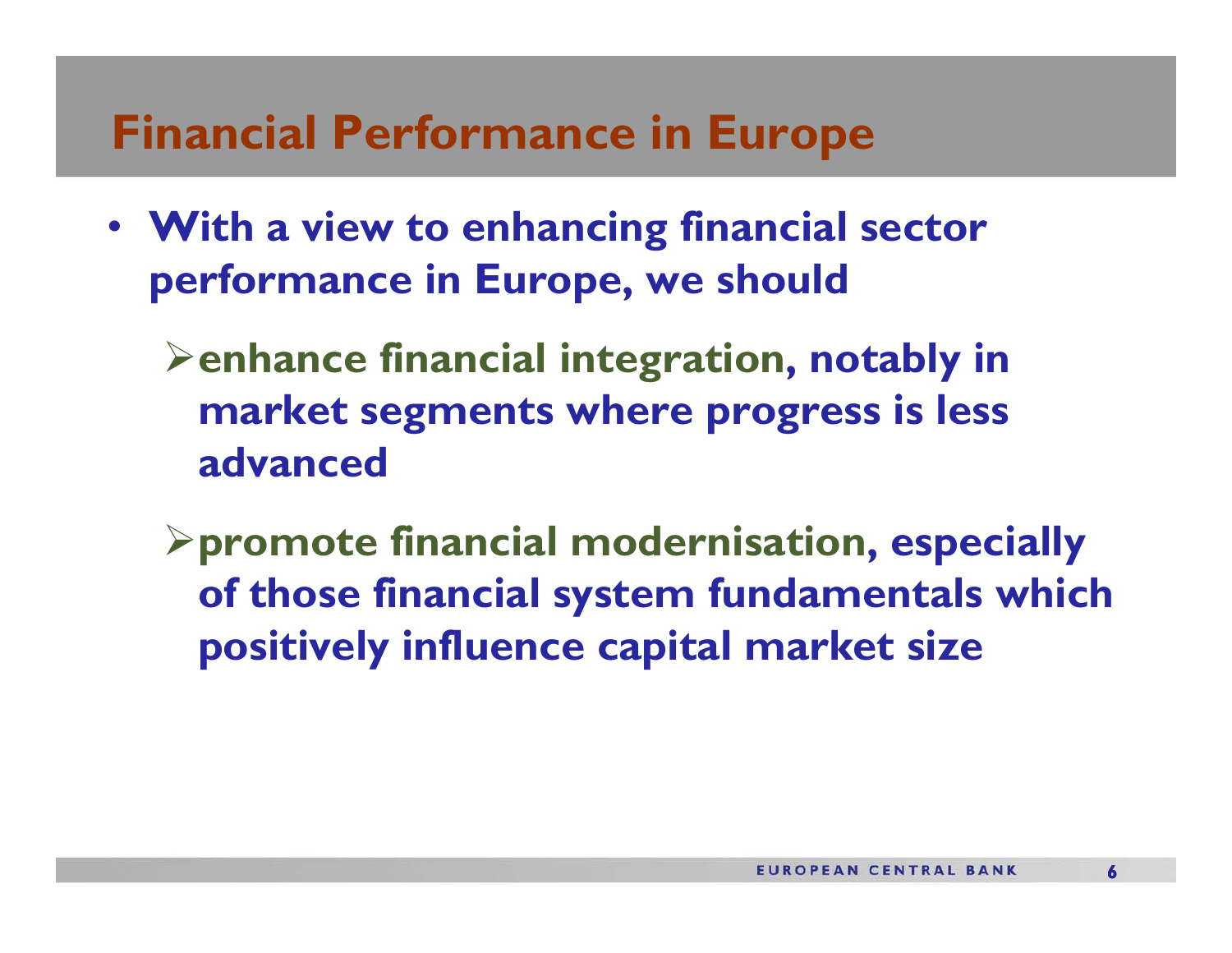# Financial Performance in Europe

- **With a view to enhancing financial sector performance in Europe, we should**
  - **enhance financial integration, notably in market segments where progress is less advanced**
  - **promote financial modernisation, especially of those financial system fundamentals which positively influence capital market size**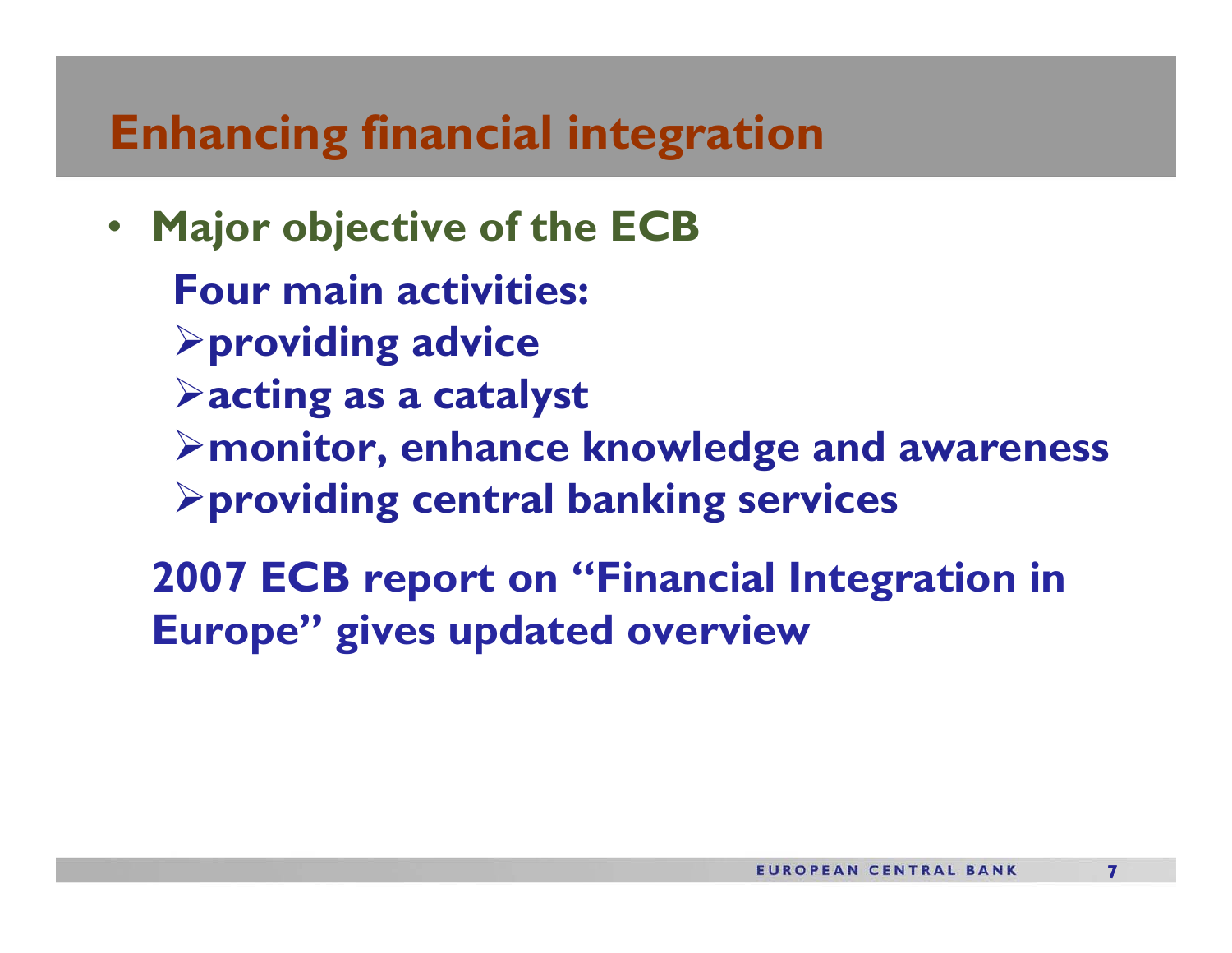# Enhancing financial integration

- **Major objective of the ECB**

  **Four main activities:**

  - **providing advice**
  - **acting as a catalyst**
  - **monitor, enhance knowledge and awareness**
  - **providing central banking services**

  **2007 ECB report on "Financial Integration in Europe" gives updated overview**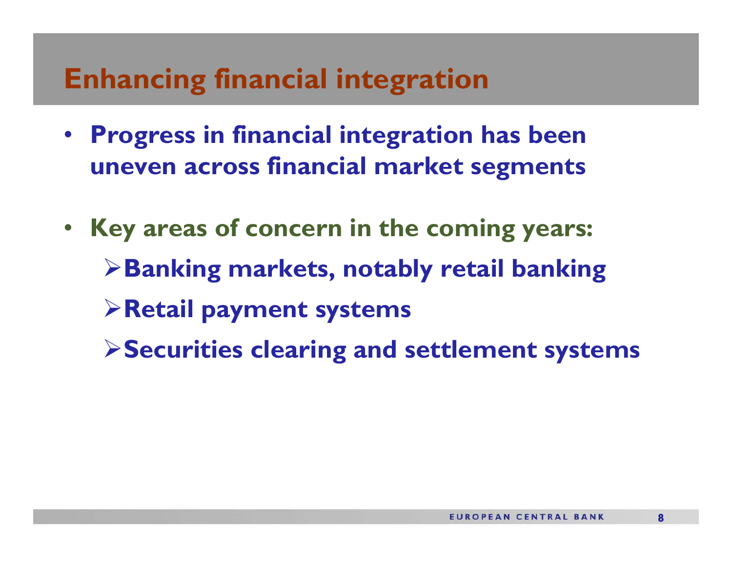# Enhancing financial integration

- **Progress in financial integration has been uneven across financial market segments**

- **Key areas of concern in the coming years:**
  - **Banking markets, notably retail banking**
  - **Retail payment systems**
  - **Securities clearing and settlement systems**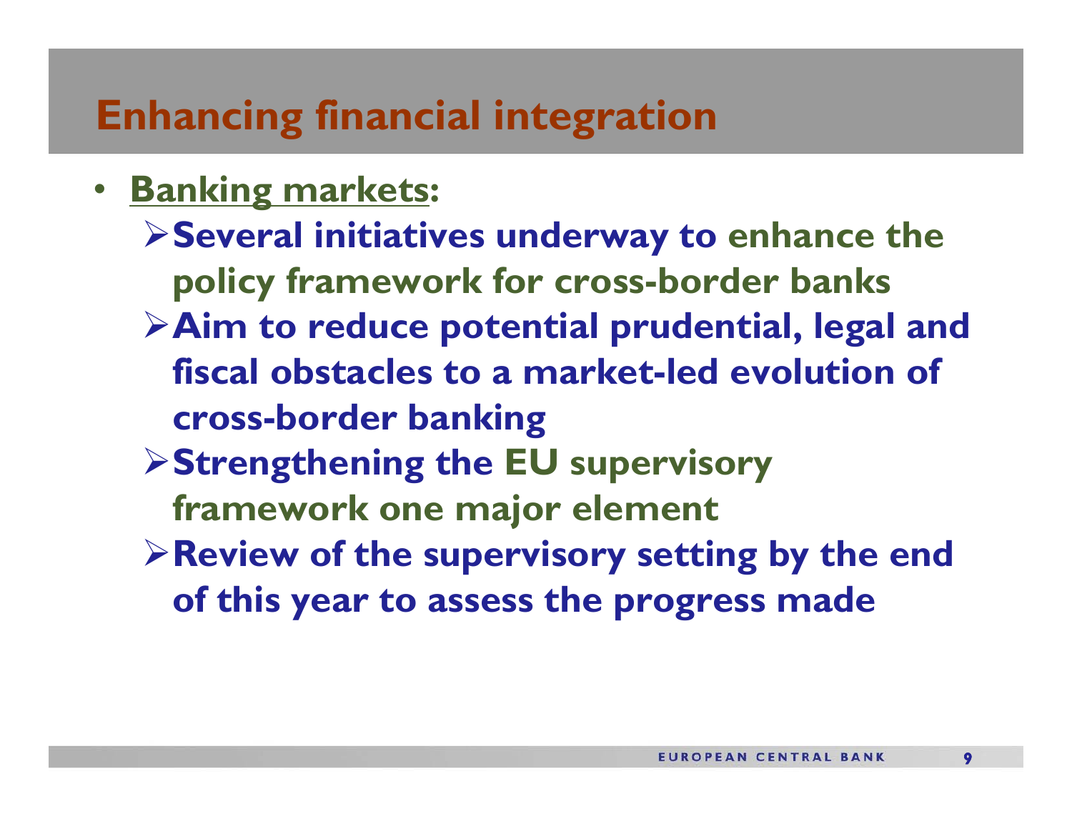# Enhancing financial integration

- **Banking markets:**
  - **Several initiatives underway to enhance the policy framework for cross-border banks**
  - **Aim to reduce potential prudential, legal and fiscal obstacles to a market-led evolution of cross-border banking**
  - **Strengthening the EU supervisory framework one major element**
  - **Review of the supervisory setting by the end of this year to assess the progress made**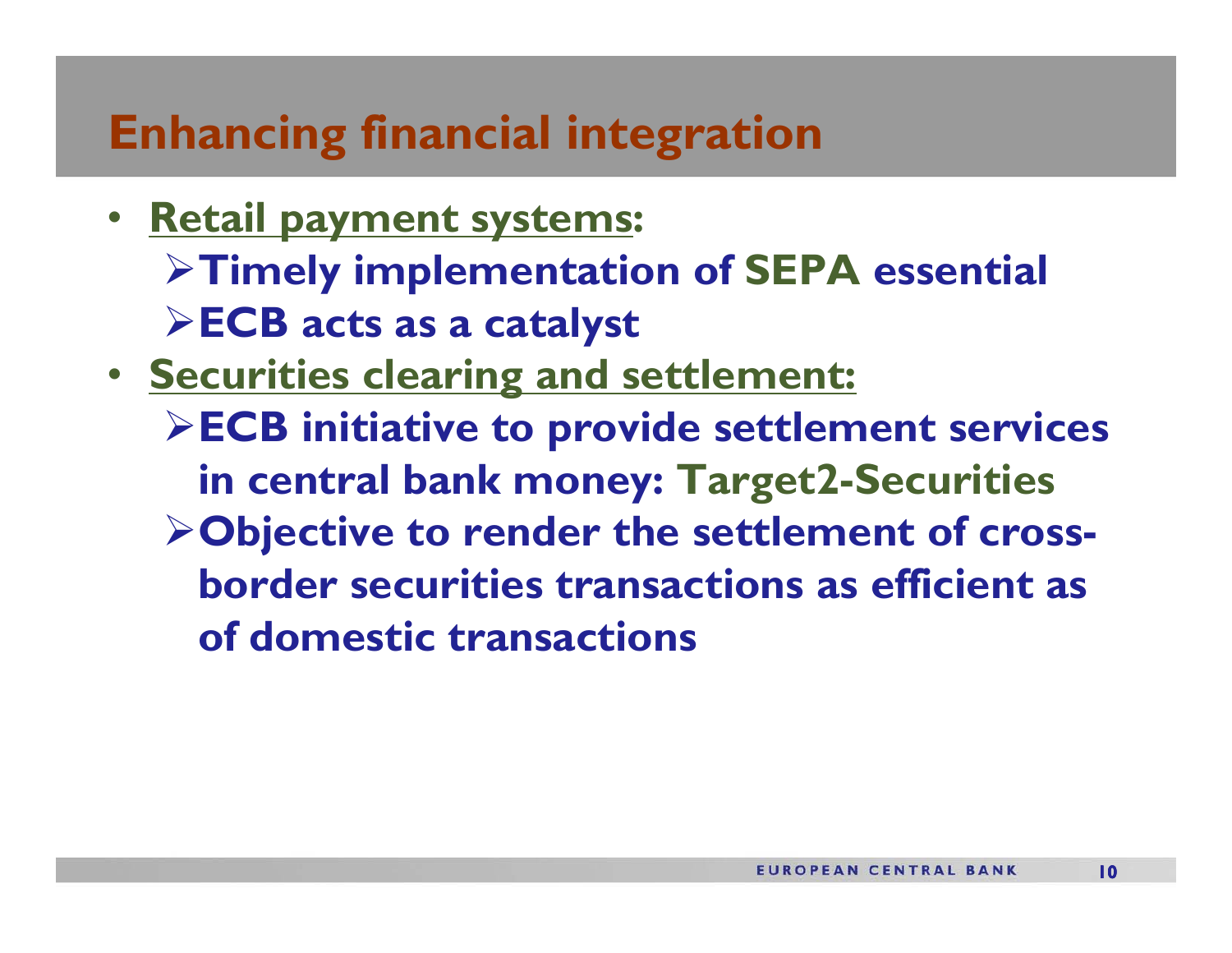# Enhancing financial integration

- <u>Retail payment systems</u>:
  - Timely implementation of SEPA essential
  - ECB acts as a catalyst
- <u>Securities clearing and settlement:</u>
  - ECB initiative to provide settlement services in central bank money: Target2-Securities
  - Objective to render the settlement of cross-border securities transactions as efficient as of domestic transactions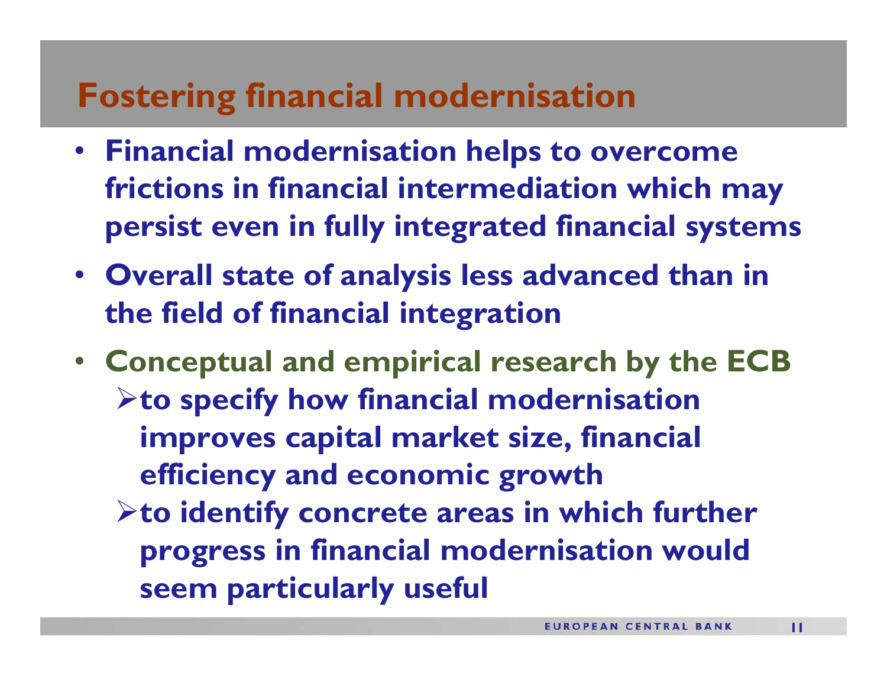# Fostering financial modernisation

- **Financial modernisation helps to overcome frictions in financial intermediation which may persist even in fully integrated financial systems**
- **Overall state of analysis less advanced than in the field of financial integration**
- **Conceptual and empirical research by the ECB**
  - **to specify how financial modernisation improves capital market size, financial efficiency and economic growth**
  - **to identify concrete areas in which further progress in financial modernisation would seem particularly useful**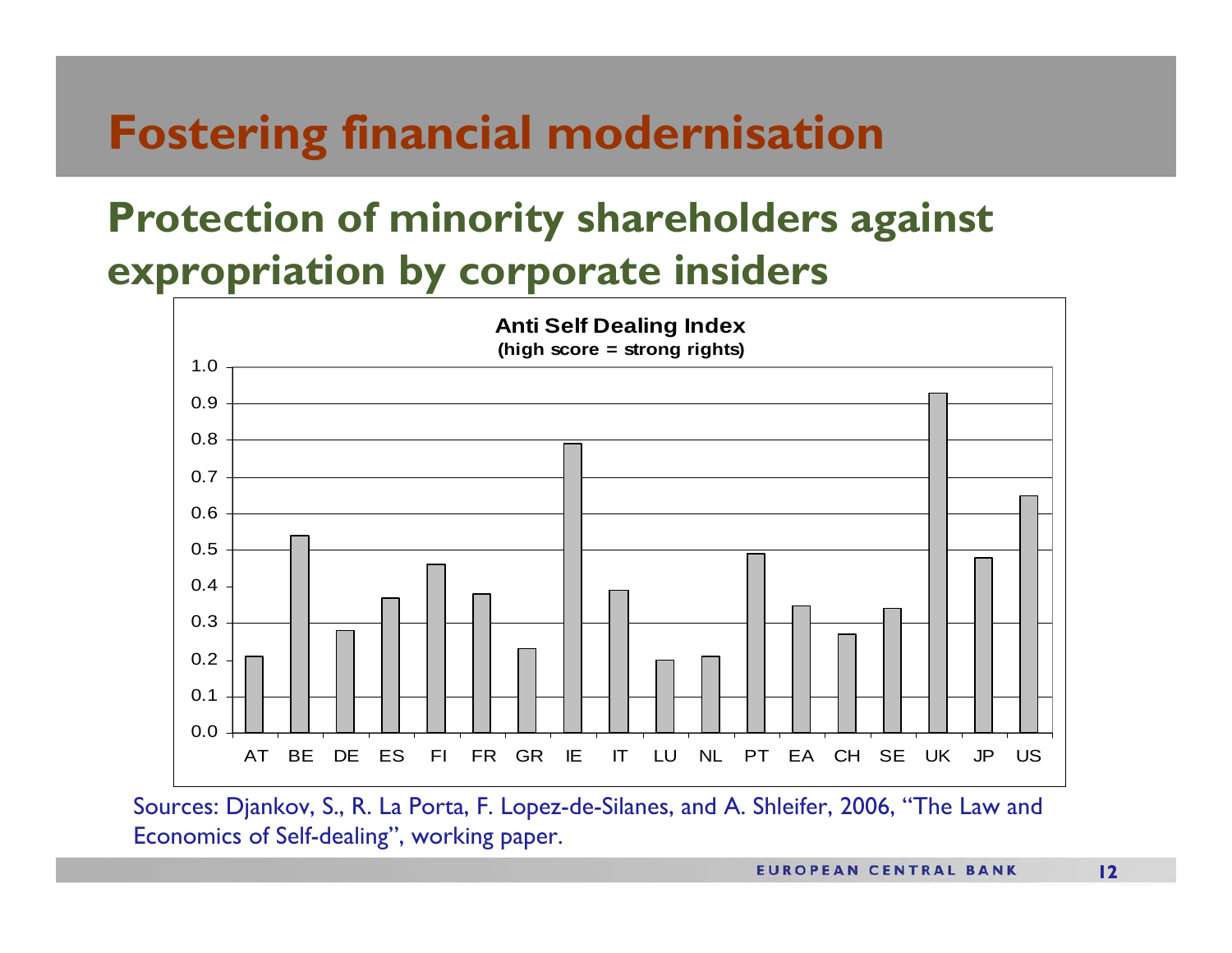# Fostering financial modernisation

## Protection of minority shareholders against expropriation by corporate insiders

**Anti Self Dealing Index**
**(high score = strong rights)**

| Country | Index |
|---|---|
| AT | 0.21 |
| BE | 0.54 |
| DE | 0.28 |
| ES | 0.37 |
| FI | 0.46 |
| FR | 0.38 |
| GR | 0.23 |
| IE | 0.79 |
| IT | 0.39 |
| LU | 0.20 |
| NL | 0.21 |
| PT | 0.49 |
| EA | 0.35 |
| CH | 0.27 |
| SE | 0.34 |
| UK | 0.93 |
| JP | 0.48 |
| US | 0.65 |

Sources: Djankov, S., R. La Porta, F. Lopez-de-Silanes, and A. Shleifer, 2006, "The Law and Economics of Self-dealing", working paper.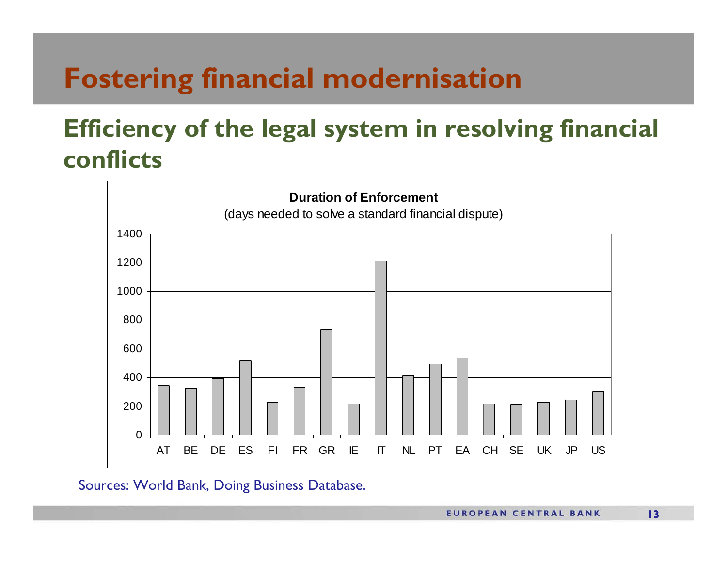# Fostering financial modernisation

## Efficiency of the legal system in resolving financial conflicts

**Duration of Enforcement**

(days needed to solve a standard financial dispute)

Sources: World Bank, Doing Business Database.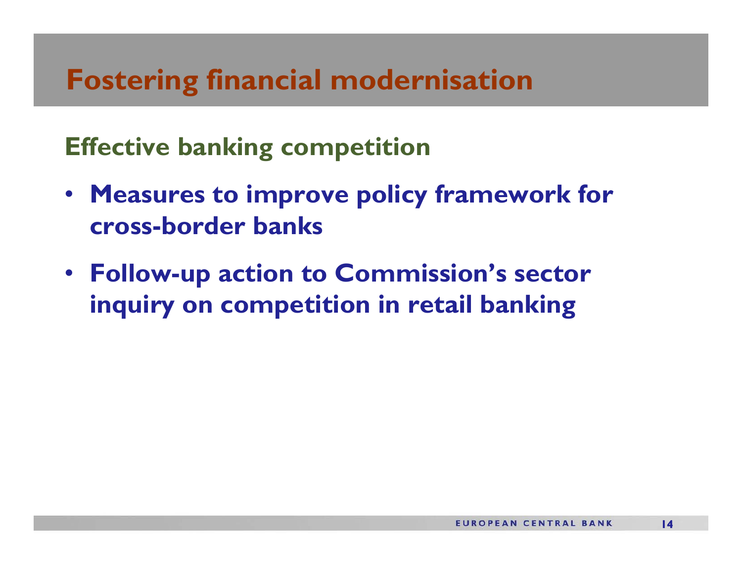# Fostering financial modernisation

## Effective banking competition

- **Measures to improve policy framework for cross-border banks**
- **Follow-up action to Commission's sector inquiry on competition in retail banking**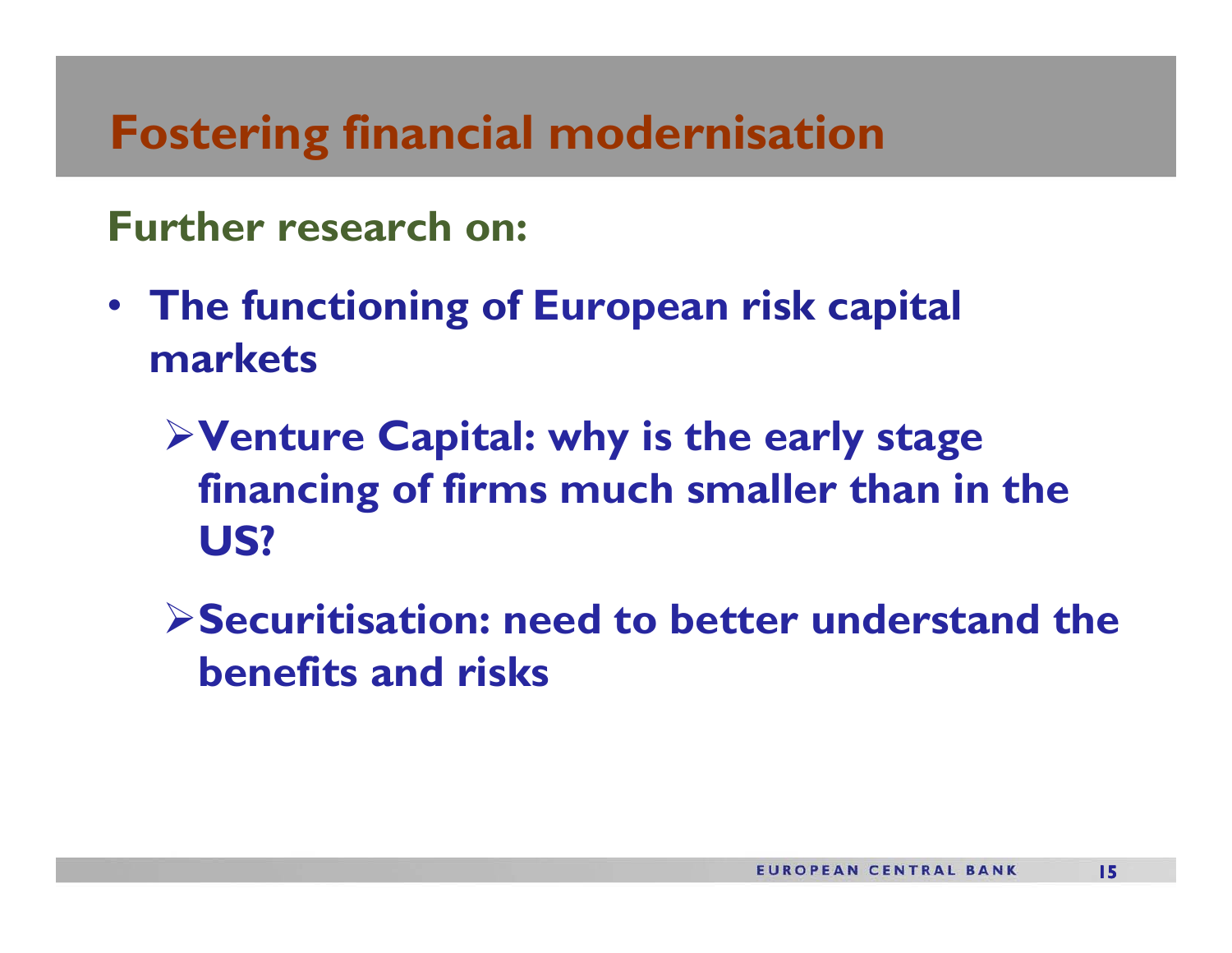# Fostering financial modernisation

## Further research on:

- **The functioning of European risk capital markets**
  - **Venture Capital: why is the early stage financing of firms much smaller than in the US?**
  - **Securitisation: need to better understand the benefits and risks**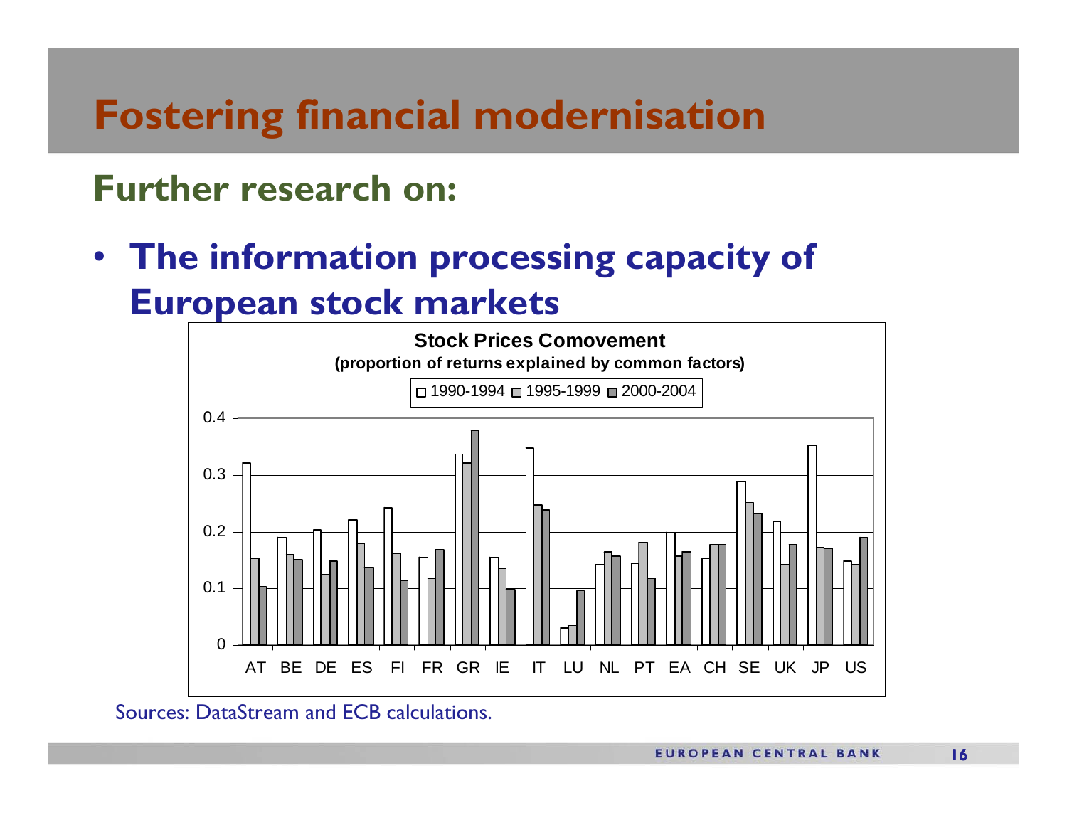# Fostering financial modernisation

## Further research on:

- **The information processing capacity of European stock markets**

**Stock Prices Comovement**
**(proportion of returns explained by common factors)**

□ 1990-1994 □ 1995-1999 ■ 2000-2004

0.4
0.3
0.2
0.1
0

AT BE DE ES FI FR GR IE IT LU NL PT EA CH SE UK JP US

Sources: DataStream and ECB calculations.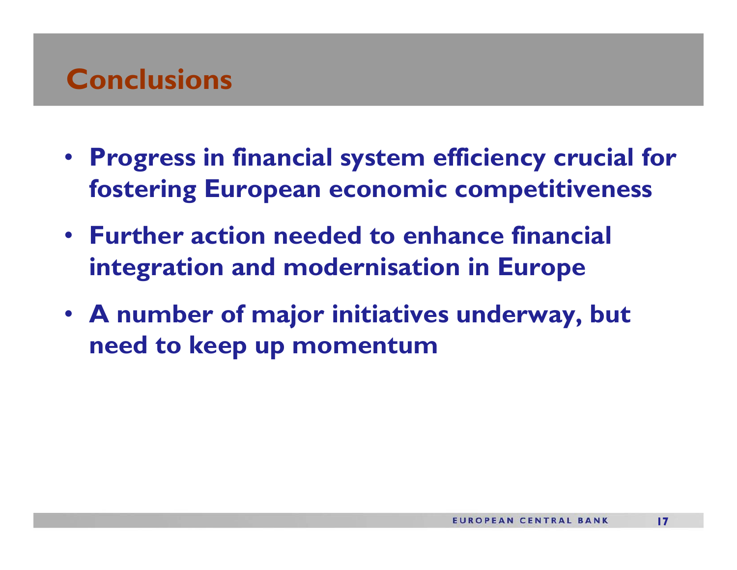# Conclusions

- **Progress in financial system efficiency crucial for fostering European economic competitiveness**
- **Further action needed to enhance financial integration and modernisation in Europe**
- **A number of major initiatives underway, but need to keep up momentum**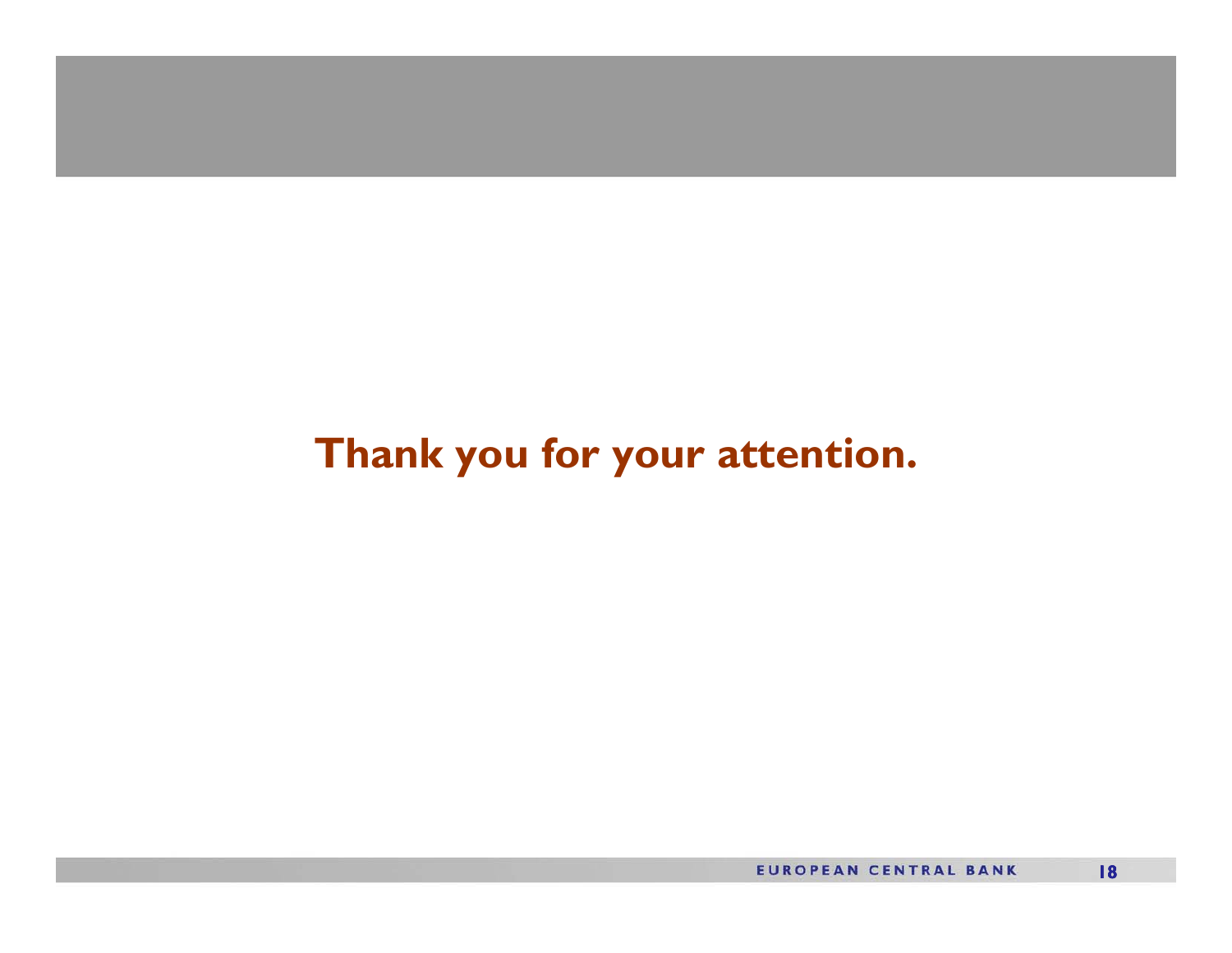**Thank you for your attention.**